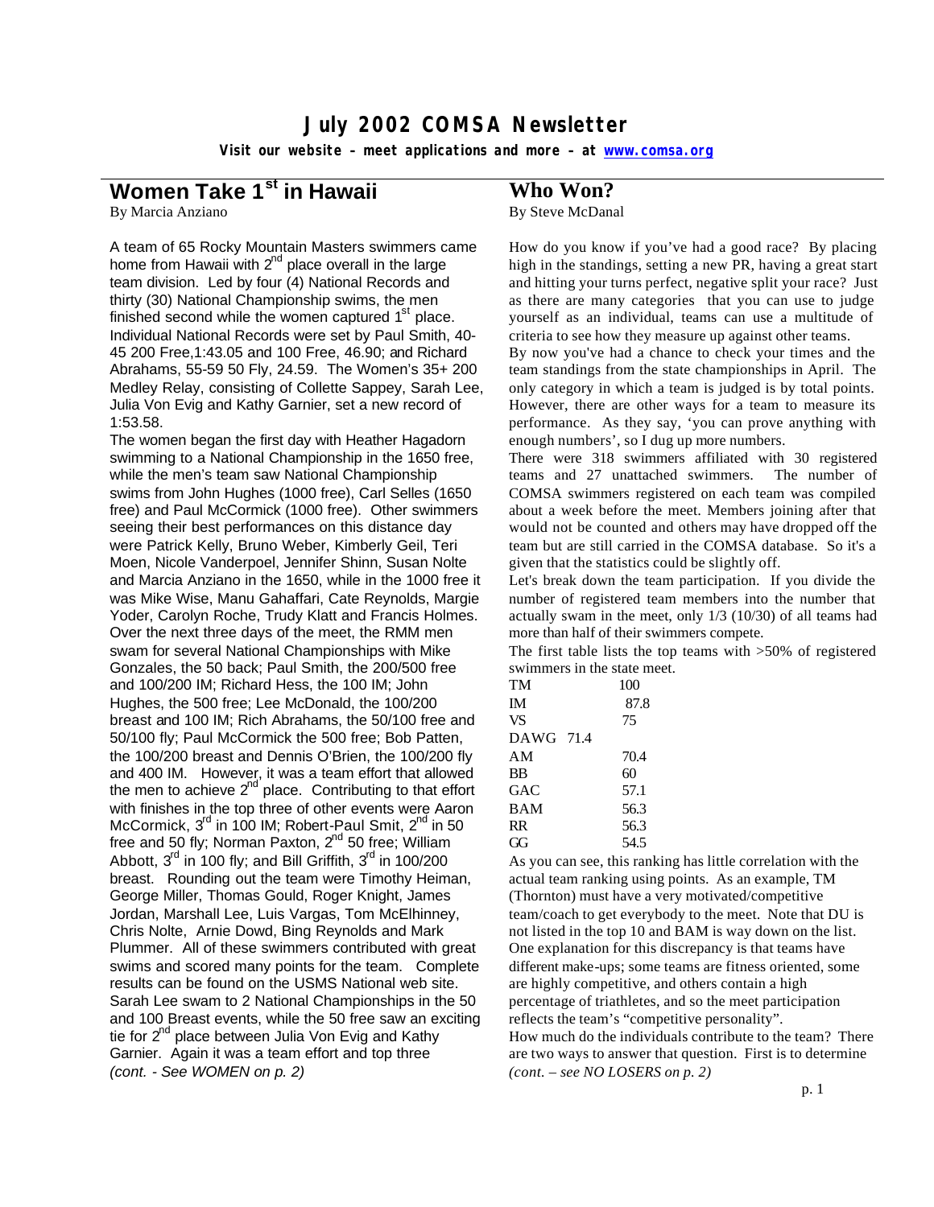# July 2002 COMSA Newsletter

**Visit our website – meet applications and more – at www.comsa.org**

## Women Take 1st in Hawaii

By Marcia Anziano

A team of 65 Rocky Mountain Masters swimmers came home from Hawaii with 2nd place overall in the large team division. Led by four (4) National Records and thirty (30) National Championship swims, the men finished second while the women captured 1st place. Individual National Records were set by Paul Smith, 40-45 200 Free,1:43.05 and 100 Free, 46.90; and Richard Abrahams, 55-59 50 Fly, 24.59. The Women's 35+ 200 Medley Relay, consisting of Collette Sappey, Sarah Lee, Julia Von Evig and Kathy Garnier, set a new record of 1:53.58.

The women began the first day with Heather Hagadorn swimming to a National Championship in the 1650 free, while the men's team saw National Championship swims from John Hughes (1000 free), Carl Selles (1650 free) and Paul McCormick (1000 free). Other swimmers seeing their best performances on this distance day were Patrick Kelly, Bruno Weber, Kimberly Geil, Teri Moen, Nicole Vanderpoel, Jennifer Shinn, Susan Nolte and Marcia Anziano in the 1650, while in the 1000 free it was Mike Wise, Manu Gahaffari, Cate Reynolds, Margie Yoder, Carolyn Roche, Trudy Klatt and Francis Holmes. Over the next three days of the meet, the RMM men swam for several National Championships with Mike Gonzales, the 50 back; Paul Smith, the 200/500 free and 100/200 IM; Richard Hess, the 100 IM; John Hughes, the 500 free; Lee McDonald, the 100/200 breast and 100 IM; Rich Abrahams, the 50/100 free and 50/100 fly; Paul McCormick the 500 free; Bob Patten, the 100/200 breast and Dennis O'Brien, the 100/200 fly and 400 IM. However, it was a team effort that allowed the men to achieve 2nd place. Contributing to that effort with finishes in the top three of other events were Aaron McCormick, 3rd in 100 IM; Robert-Paul Smit, 2nd in 50 free and 50 fly; Norman Paxton, 2nd 50 free; William Abbott, 3rd in 100 fly; and Bill Griffith, 3rd in 100/200 breast. Rounding out the team were Timothy Heiman, George Miller, Thomas Gould, Roger Knight, James Jordan, Marshall Lee, Luis Vargas, Tom McElhinney, Chris Nolte, Arnie Dowd, Bing Reynolds and Mark Plummer. All of these swimmers contributed with great swims and scored many points for the team. Complete results can be found on the USMS National web site. Sarah Lee swam to 2 National Championships in the 50 and 100 Breast events, while the 50 free saw an exciting tie for 2nd place between Julia Von Evig and Kathy Garnier. Again it was a team effort and top three

*(cont. - See WOMEN on p. 2)*

## Who Won?

By Steve McDanal

How do you know if you've had a good race? By placing high in the standings, setting a new PR, having a great start and hitting your turns perfect, negative split your race? Just as there are many categories that you can use to judge yourself as an individual, teams can use a multitude of criteria to see how they measure up against other teams.

By now you've had a chance to check your times and the team standings from the state championships in April. The only category in which a team is judged is by total points. However, there are other ways for a team to measure its performance. As they say, 'you can prove anything with enough numbers', so I dug up more numbers.

There were 318 swimmers affiliated with 30 registered teams and 27 unattached swimmers. The number of COMSA swimmers registered on each team was compiled about a week before the meet. Members joining after that would not be counted and others may have dropped off the team but are still carried in the COMSA database. So it's a given that the statistics could be slightly off.

Let's break down the team participation. If you divide the number of registered team members into the number that actually swam in the meet, only 1/3 (10/30) of all teams had more than half of their swimmers compete.

The first table lists the top teams with >50% of registered swimmers in the state meet.

| | |
|---|---|
| TM | 100 |
| IM | 87.8 |
| VS | 75 |
| DAWG | 71.4 |
| AM | 70.4 |
| BB | 60 |
| GAC | 57.1 |
| BAM | 56.3 |
| RR | 56.3 |
| GG | 54.5 |

As you can see, this ranking has little correlation with the actual team ranking using points. As an example, TM (Thornton) must have a very motivated/competitive team/coach to get everybody to the meet. Note that DU is not listed in the top 10 and BAM is way down on the list. One explanation for this discrepancy is that teams have different make-ups; some teams are fitness oriented, some are highly competitive, and others contain a high percentage of triathletes, and so the meet participation reflects the team's "competitive personality".

How much do the individuals contribute to the team? There are two ways to answer that question. First is to determine

*(cont. – see NO LOSERS on p. 2)*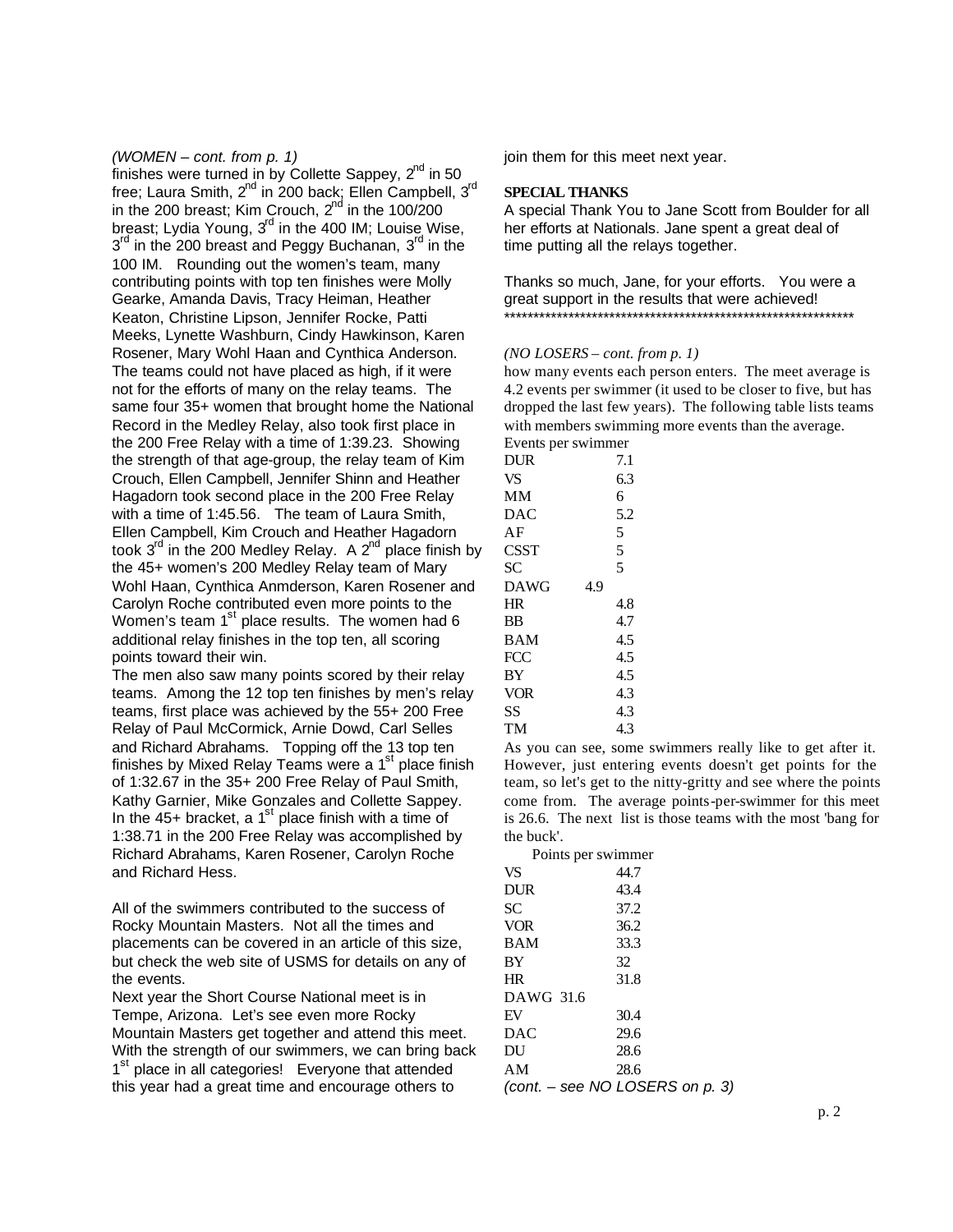*(WOMEN – cont. from p. 1)*

finishes were turned in by Collette Sappey, 2nd in 50 free; Laura Smith, 2nd in 200 back; Ellen Campbell, 3rd in the 200 breast; Kim Crouch, 2nd in the 100/200 breast; Lydia Young, 3rd in the 400 IM; Louise Wise, 3rd in the 200 breast and Peggy Buchanan, 3rd in the 100 IM. Rounding out the women's team, many contributing points with top ten finishes were Molly Gearke, Amanda Davis, Tracy Heiman, Heather Keaton, Christine Lipson, Jennifer Rocke, Patti Meeks, Lynette Washburn, Cindy Hawkinson, Karen Rosener, Mary Wohl Haan and Cynthica Anderson. The teams could not have placed as high, if it were not for the efforts of many on the relay teams. The same four 35+ women that brought home the National Record in the Medley Relay, also took first place in the 200 Free Relay with a time of 1:39.23. Showing the strength of that age-group, the relay team of Kim Crouch, Ellen Campbell, Jennifer Shinn and Heather Hagadorn took second place in the 200 Free Relay with a time of 1:45.56. The team of Laura Smith, Ellen Campbell, Kim Crouch and Heather Hagadorn took 3rd in the 200 Medley Relay. A 2nd place finish by the 45+ women's 200 Medley Relay team of Mary Wohl Haan, Cynthica Anmderson, Karen Rosener and Carolyn Roche contributed even more points to the Women's team 1st place results. The women had 6 additional relay finishes in the top ten, all scoring points toward their win.

The men also saw many points scored by their relay teams. Among the 12 top ten finishes by men's relay teams, first place was achieved by the 55+ 200 Free Relay of Paul McCormick, Arnie Dowd, Carl Selles and Richard Abrahams. Topping off the 13 top ten finishes by Mixed Relay Teams were a 1st place finish of 1:32.67 in the 35+ 200 Free Relay of Paul Smith, Kathy Garnier, Mike Gonzales and Collette Sappey. In the 45+ bracket, a 1st place finish with a time of 1:38.71 in the 200 Free Relay was accomplished by Richard Abrahams, Karen Rosener, Carolyn Roche and Richard Hess.

All of the swimmers contributed to the success of Rocky Mountain Masters. Not all the times and placements can be covered in an article of this size, but check the web site of USMS for details on any of the events.

Next year the Short Course National meet is in Tempe, Arizona. Let's see even more Rocky Mountain Masters get together and attend this meet. With the strength of our swimmers, we can bring back 1st place in all categories! Everyone that attended this year had a great time and encourage others to join them for this meet next year.

**SPECIAL THANKS**

A special Thank You to Jane Scott from Boulder for all her efforts at Nationals. Jane spent a great deal of time putting all the relays together.

Thanks so much, Jane, for your efforts. You were a great support in the results that were achieved!

*************************************************************

*(NO LOSERS – cont. from p. 1)*

how many events each person enters. The meet average is 4.2 events per swimmer (it used to be closer to five, but has dropped the last few years). The following table lists teams with members swimming more events than the average.

| Events per swimmer | |
|---|---|
| DUR | 7.1 |
| VS | 6.3 |
| MM | 6 |
| DAC | 5.2 |
| AF | 5 |
| CSST | 5 |
| SC | 5 |
| DAWG | 4.9 |
| HR | 4.8 |
| BB | 4.7 |
| BAM | 4.5 |
| FCC | 4.5 |
| BY | 4.5 |
| VOR | 4.3 |
| SS | 4.3 |
| TM | 4.3 |

As you can see, some swimmers really like to get after it. However, just entering events doesn't get points for the team, so let's get to the nitty-gritty and see where the points come from. The average points-per-swimmer for this meet is 26.6. The next list is those teams with the most 'bang for the buck'.

| Points per swimmer | |
|---|---|
| VS | 44.7 |
| DUR | 43.4 |
| SC | 37.2 |
| VOR | 36.2 |
| BAM | 33.3 |
| BY | 32 |
| HR | 31.8 |
| DAWG | 31.6 |
| EV | 30.4 |
| DAC | 29.6 |
| DU | 28.6 |
| AM | 28.6 |

*(cont. – see NO LOSERS on p. 3)*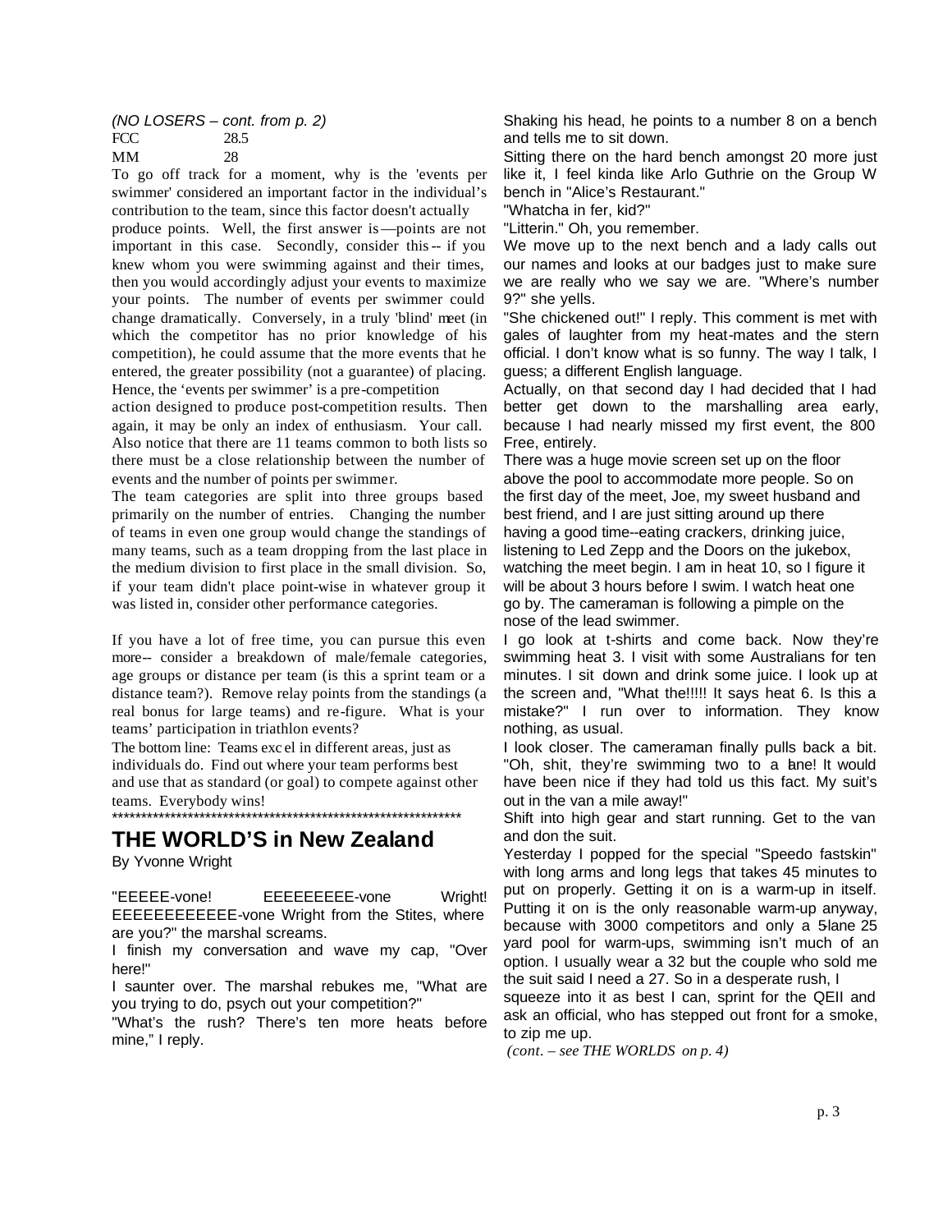*(NO LOSERS – cont. from p. 2)*

| | |
|---|---|
| FCC | 28.5 |
| MM | 28 |

To go off track for a moment, why is the 'events per swimmer' considered an important factor in the individual's contribution to the team, since this factor doesn't actually produce points. Well, the first answer is—points are not important in this case. Secondly, consider this-- if you knew whom you were swimming against and their times, then you would accordingly adjust your events to maximize your points. The number of events per swimmer could change dramatically. Conversely, in a truly 'blind' meet (in which the competitor has no prior knowledge of his competition), he could assume that the more events that he entered, the greater possibility (not a guarantee) of placing. Hence, the 'events per swimmer' is a pre-competition action designed to produce post-competition results. Then again, it may be only an index of enthusiasm. Your call. Also notice that there are 11 teams common to both lists so there must be a close relationship between the number of events and the number of points per swimmer.

The team categories are split into three groups based primarily on the number of entries. Changing the number of teams in even one group would change the standings of many teams, such as a team dropping from the last place in the medium division to first place in the small division. So, if your team didn't place point-wise in whatever group it was listed in, consider other performance categories.

If you have a lot of free time, you can pursue this even more-- consider a breakdown of male/female categories, age groups or distance per team (is this a sprint team or a distance team?). Remove relay points from the standings (a real bonus for large teams) and re-figure. What is your teams' participation in triathlon events?

The bottom line: Teams excel in different areas, just as individuals do. Find out where your team performs best and use that as standard (or goal) to compete against other teams. Everybody wins!

***************************************************************

## THE WORLD'S in New Zealand

By Yvonne Wright

"EEEEE-vone! EEEEEEEEE-vone Wright! EEEEEEEEEEE-vone Wright from the Stites, where are you?" the marshal screams.

I finish my conversation and wave my cap, "Over here!"

I saunter over. The marshal rebukes me, "What are you trying to do, psych out your competition?"

"What's the rush? There's ten more heats before mine," I reply.

Shaking his head, he points to a number 8 on a bench and tells me to sit down.

Sitting there on the hard bench amongst 20 more just like it, I feel kinda like Arlo Guthrie on the Group W bench in "Alice's Restaurant."

"Whatcha in fer, kid?"

"Litterin." Oh, you remember.

We move up to the next bench and a lady calls out our names and looks at our badges just to make sure we are really who we say we are. "Where's number 9?" she yells.

"She chickened out!" I reply. This comment is met with gales of laughter from my heat-mates and the stern official. I don't know what is so funny. The way I talk, I guess; a different English language.

Actually, on that second day I had decided that I had better get down to the marshalling area early, because I had nearly missed my first event, the 800 Free, entirely.

There was a huge movie screen set up on the floor above the pool to accommodate more people. So on the first day of the meet, Joe, my sweet husband and best friend, and I are just sitting around up there having a good time--eating crackers, drinking juice, listening to Led Zepp and the Doors on the jukebox, watching the meet begin. I am in heat 10, so I figure it will be about 3 hours before I swim. I watch heat one go by. The cameraman is following a pimple on the nose of the lead swimmer.

I go look at t-shirts and come back. Now they're swimming heat 3. I visit with some Australians for ten minutes. I sit down and drink some juice. I look up at the screen and, "What the!!!!! It says heat 6. Is this a mistake?" I run over to information. They know nothing, as usual.

I look closer. The cameraman finally pulls back a bit. "Oh, shit, they're swimming two to a lane! It would have been nice if they had told us this fact. My suit's out in the van a mile away!"

Shift into high gear and start running. Get to the van and don the suit.

Yesterday I popped for the special "Speedo fastskin" with long arms and long legs that takes 45 minutes to put on properly. Getting it on is a warm-up in itself. Putting it on is the only reasonable warm-up anyway, because with 3000 competitors and only a 5-lane 25 yard pool for warm-ups, swimming isn't much of an option. I usually wear a 32 but the couple who sold me the suit said I need a 27. So in a desperate rush, I squeeze into it as best I can, sprint for the QEII and ask an official, who has stepped out front for a smoke, to zip me up.

*(cont. – see THE WORLDS on p. 4)*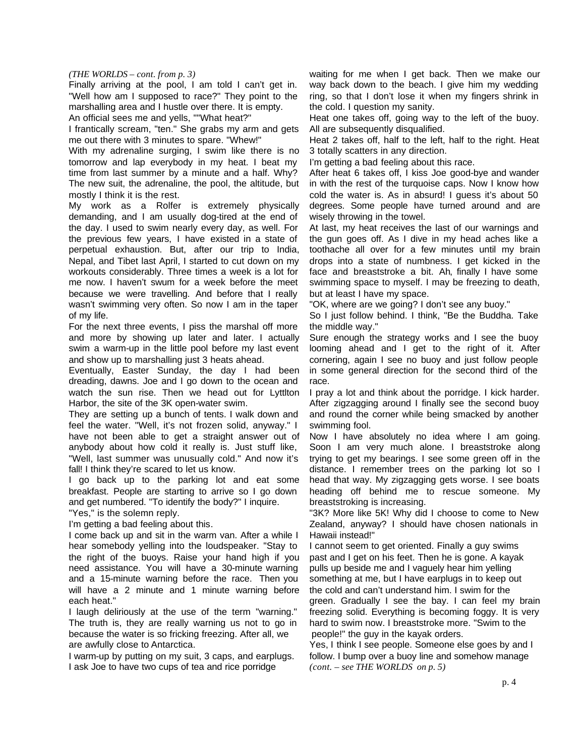*(THE WORLDS – cont. from p. 3)*

Finally arriving at the pool, I am told I can't get in. "Well how am I supposed to race?" They point to the marshalling area and I hustle over there. It is empty.

An official sees me and yells, ""What heat?"

I frantically scream, "ten." She grabs my arm and gets me out there with 3 minutes to spare. "Whew!"

With my adrenaline surging, I swim like there is no tomorrow and lap everybody in my heat. I beat my time from last summer by a minute and a half. Why? The new suit, the adrenaline, the pool, the altitude, but mostly I think it is the rest.

My work as a Rolfer is extremely physically demanding, and I am usually dog-tired at the end of the day. I used to swim nearly every day, as well. For the previous few years, I have existed in a state of perpetual exhaustion. But, after our trip to India, Nepal, and Tibet last April, I started to cut down on my workouts considerably. Three times a week is a lot for me now. I haven't swum for a week before the meet because we were travelling. And before that I really wasn't swimming very often. So now I am in the taper of my life.

For the next three events, I piss the marshal off more and more by showing up later and later. I actually swim a warm-up in the little pool before my last event and show up to marshalling just 3 heats ahead.

Eventually, Easter Sunday, the day I had been dreading, dawns. Joe and I go down to the ocean and watch the sun rise. Then we head out for Lyttlton Harbor, the site of the 3K open-water swim.

They are setting up a bunch of tents. I walk down and feel the water. "Well, it's not frozen solid, anyway." I have not been able to get a straight answer out of anybody about how cold it really is. Just stuff like, "Well, last summer was unusually cold." And now it's fall! I think they're scared to let us know.

I go back up to the parking lot and eat some breakfast. People are starting to arrive so I go down and get numbered. "To identify the body?" I inquire.

"Yes," is the solemn reply.

I'm getting a bad feeling about this.

I come back up and sit in the warm van. After a while I hear somebody yelling into the loudspeaker. "Stay to the right of the buoys. Raise your hand high if you need assistance. You will have a 30-minute warning and a 15-minute warning before the race. Then you will have a 2 minute and 1 minute warning before each heat."

I laugh deliriously at the use of the term "warning." The truth is, they are really warning us not to go in because the water is so fricking freezing. After all, we are awfully close to Antarctica.

I warm-up by putting on my suit, 3 caps, and earplugs. I ask Joe to have two cups of tea and rice porridge waiting for me when I get back. Then we make our way back down to the beach. I give him my wedding ring, so that I don't lose it when my fingers shrink in the cold. I question my sanity.

Heat one takes off, going way to the left of the buoy. All are subsequently disqualified.

Heat 2 takes off, half to the left, half to the right. Heat 3 totally scatters in any direction.

I'm getting a bad feeling about this race.

After heat 6 takes off, I kiss Joe good-bye and wander in with the rest of the turquoise caps. Now I know how cold the water is. As in absurd! I guess it's about 50 degrees. Some people have turned around and are wisely throwing in the towel.

At last, my heat receives the last of our warnings and the gun goes off. As I dive in my head aches like a toothache all over for a few minutes until my brain drops into a state of numbness. I get kicked in the face and breaststroke a bit. Ah, finally I have some swimming space to myself. I may be freezing to death, but at least I have my space.

"OK, where are we going? I don't see any buoy."

So I just follow behind. I think, "Be the Buddha. Take the middle way."

Sure enough the strategy works and I see the buoy looming ahead and I get to the right of it. After cornering, again I see no buoy and just follow people in some general direction for the second third of the race.

I pray a lot and think about the porridge. I kick harder. After zigzagging around I finally see the second buoy and round the corner while being smacked by another swimming fool.

Now I have absolutely no idea where I am going. Soon I am very much alone. I breaststroke along trying to get my bearings. I see some green off in the distance. I remember trees on the parking lot so I head that way. My zigzagging gets worse. I see boats heading off behind me to rescue someone. My breaststroking is increasing.

"3K? More like 5K! Why did I choose to come to New Zealand, anyway? I should have chosen nationals in Hawaii instead!"

I cannot seem to get oriented. Finally a guy swims past and I get on his feet. Then he is gone. A kayak pulls up beside me and I vaguely hear him yelling something at me, but I have earplugs in to keep out the cold and can't understand him. I swim for the green. Gradually I see the bay. I can feel my brain freezing solid. Everything is becoming foggy. It is very hard to swim now. I breaststroke more. "Swim to the people!" the guy in the kayak orders.

Yes, I think I see people. Someone else goes by and I follow. I bump over a buoy line and somehow manage

*(cont. – see THE WORLDS on p. 5)*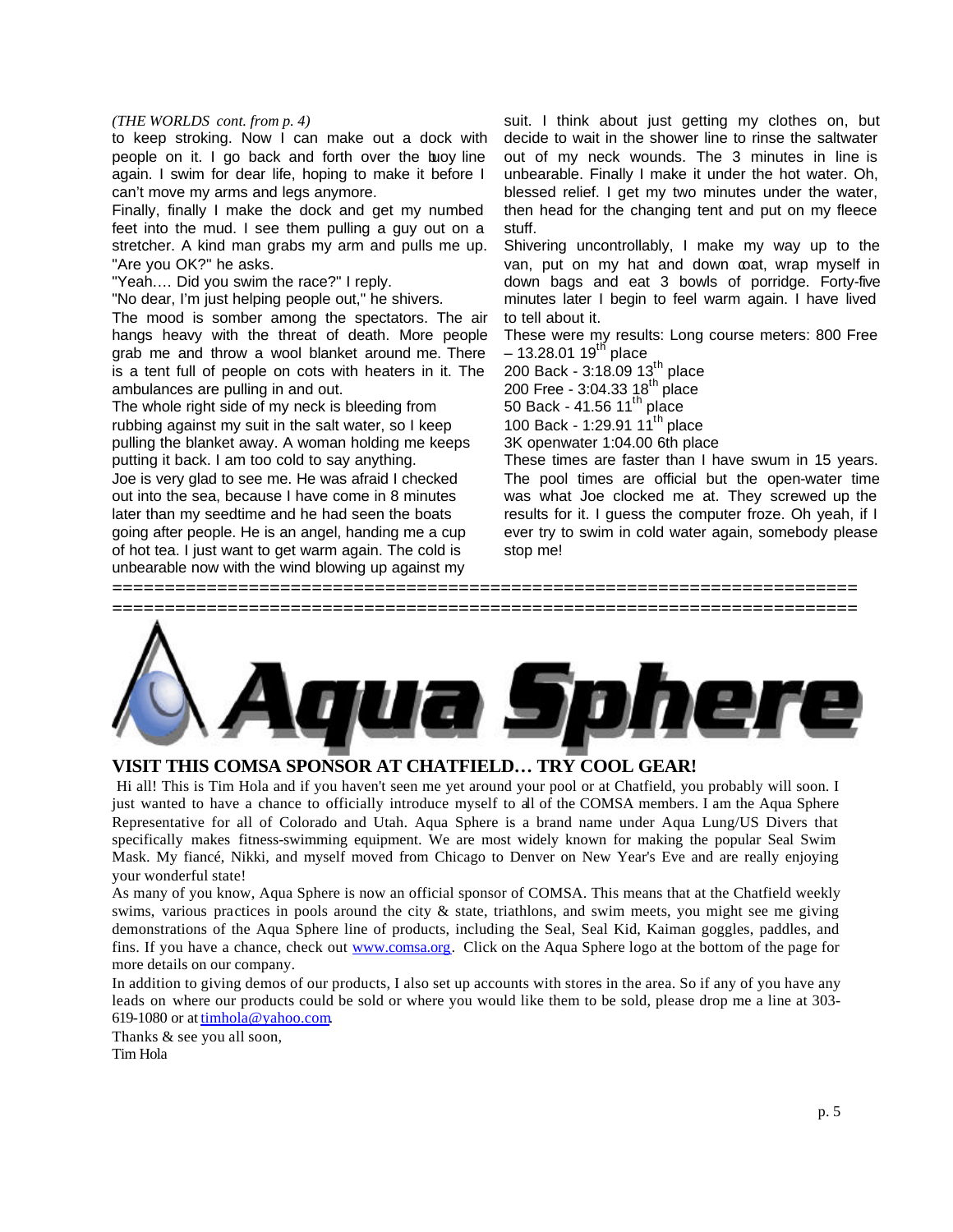*(THE WORLDS cont. from p. 4)*

to keep stroking. Now I can make out a dock with people on it. I go back and forth over the buoy line again. I swim for dear life, hoping to make it before I can't move my arms and legs anymore.

Finally, finally I make the dock and get my numbed feet into the mud. I see them pulling a guy out on a stretcher. A kind man grabs my arm and pulls me up. "Are you OK?" he asks.

"Yeah…. Did you swim the race?" I reply.

"No dear, I'm just helping people out," he shivers.

The mood is somber among the spectators. The air hangs heavy with the threat of death. More people grab me and throw a wool blanket around me. There is a tent full of people on cots with heaters in it. The ambulances are pulling in and out.

The whole right side of my neck is bleeding from rubbing against my suit in the salt water, so I keep pulling the blanket away. A woman holding me keeps putting it back. I am too cold to say anything.

Joe is very glad to see me. He was afraid I checked out into the sea, because I have come in 8 minutes later than my seedtime and he had seen the boats going after people. He is an angel, handing me a cup of hot tea. I just want to get warm again. The cold is unbearable now with the wind blowing up against my suit. I think about just getting my clothes on, but decide to wait in the shower line to rinse the saltwater out of my neck wounds. The 3 minutes in line is unbearable. Finally I make it under the hot water. Oh, blessed relief. I get my two minutes under the water, then head for the changing tent and put on my fleece stuff.

Shivering uncontrollably, I make my way up to the van, put on my hat and down coat, wrap myself in down bags and eat 3 bowls of porridge. Forty-five minutes later I begin to feel warm again. I have lived to tell about it.

These were my results: Long course meters: 800 Free – 13.28.01 19th place

200 Back - 3:18.09 13th place

200 Free - 3:04.33 18th place

50 Back - 41.56 11th place

100 Back - 1:29.91 11th place

3K openwater 1:04.00 6th place

These times are faster than I have swum in 15 years. The pool times are official but the open-water time was what Joe clocked me at. They screwed up the results for it. I guess the computer froze. Oh yeah, if I ever try to swim in cold water again, somebody please stop me!

=======================================================================

=======================================================================

# Aqua Sphere

## VISIT THIS COMSA SPONSOR AT CHATFIELD… TRY COOL GEAR!

Hi all! This is Tim Hola and if you haven't seen me yet around your pool or at Chatfield, you probably will soon. I just wanted to have a chance to officially introduce myself to all of the COMSA members. I am the Aqua Sphere Representative for all of Colorado and Utah. Aqua Sphere is a brand name under Aqua Lung/US Divers that specifically makes fitness-swimming equipment. We are most widely known for making the popular Seal Swim Mask. My fiancé, Nikki, and myself moved from Chicago to Denver on New Year's Eve and are really enjoying your wonderful state!

As many of you know, Aqua Sphere is now an official sponsor of COMSA. This means that at the Chatfield weekly swims, various practices in pools around the city & state, triathlons, and swim meets, you might see me giving demonstrations of the Aqua Sphere line of products, including the Seal, Seal Kid, Kaiman goggles, paddles, and fins. If you have a chance, check out www.comsa.org. Click on the Aqua Sphere logo at the bottom of the page for more details on our company.

In addition to giving demos of our products, I also set up accounts with stores in the area. So if any of you have any leads on where our products could be sold or where you would like them to be sold, please drop me a line at 303-619-1080 or at timhola@yahoo.com.

Thanks & see you all soon,

Tim Hola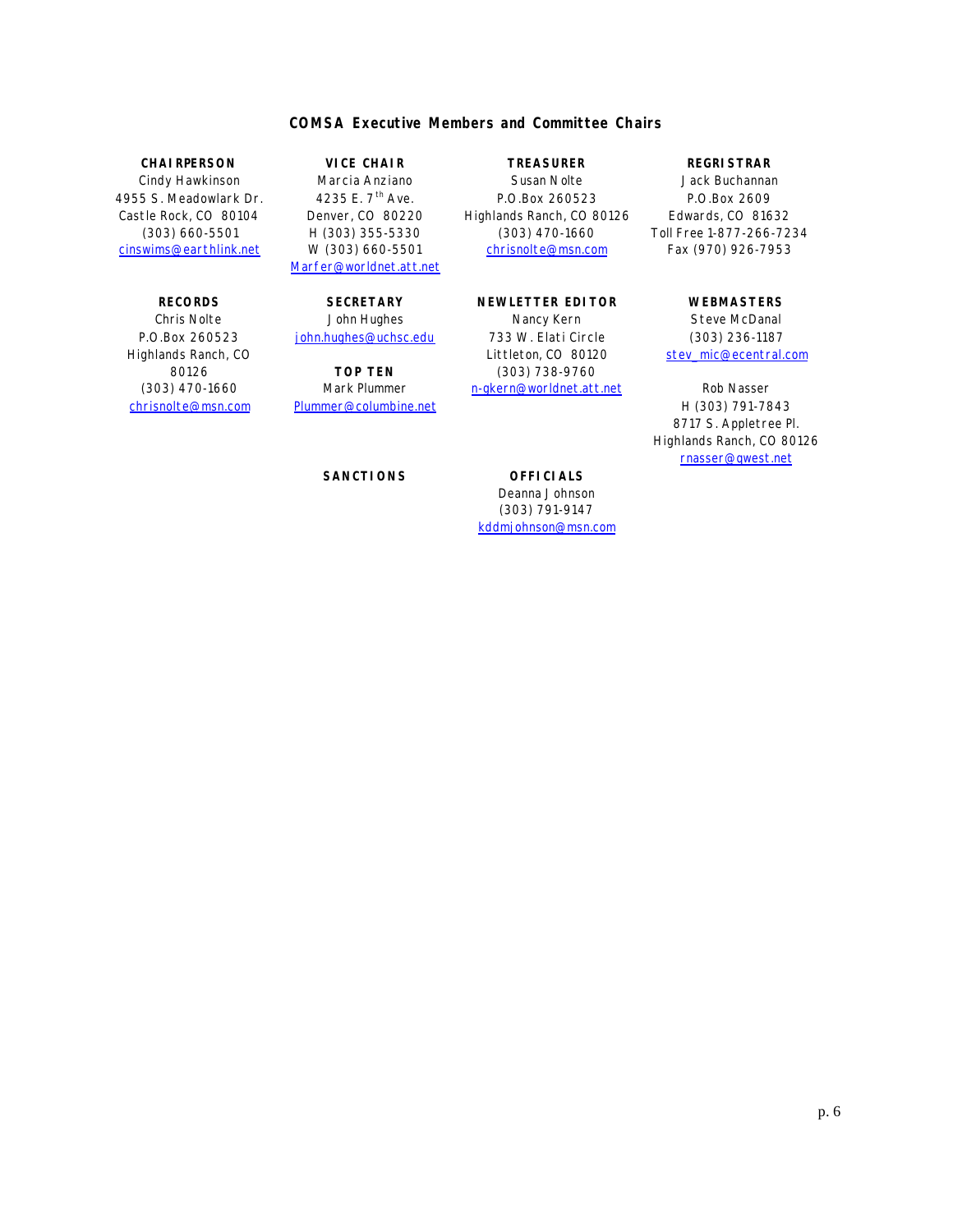## COMSA Executive Members and Committee Chairs

**CHAIRPERSON**
Cindy Hawkinson
4955 S. Meadowlark Dr.
Castle Rock, CO 80104
(303) 660-5501
cinswims@earthlink.net

**VICE CHAIR**
Marcia Anziano
4235 E. 7th Ave.
Denver, CO 80220
H (303) 355-5330
W (303) 660-5501
Marfer@worldnet.att.net

**TREASURER**
Susan Nolte
P.O.Box 260523
Highlands Ranch, CO 80126
(303) 470-1660
chrisnolte@msn.com

**REGRISTRAR**
Jack Buchannan
P.O.Box 2609
Edwards, CO 81632
Toll Free 1-877-266-7234
Fax (970) 926-7953

**RECORDS**
Chris Nolte
P.O.Box 260523
Highlands Ranch, CO
80126
(303) 470-1660
chrisnolte@msn.com

**SECRETARY**
John Hughes
john.hughes@uchsc.edu

**TOP TEN**
Mark Plummer
Plummer@columbine.net

**NEWLETTER EDITOR**
Nancy Kern
733 W. Elati Circle
Littleton, CO 80120
(303) 738-9760
n-gkern@worldnet.att.net

**WEBMASTERS**
Steve McDanal
(303) 236-1187
stev_mic@ecentral.com

Rob Nasser
H (303) 791-7843
8717 S. Appletree Pl.
Highlands Ranch, CO 80126
rnasser@qwest.net

**SANCTIONS**

**OFFICIALS**
Deanna Johnson
(303) 791-9147
kddmjohnson@msn.com